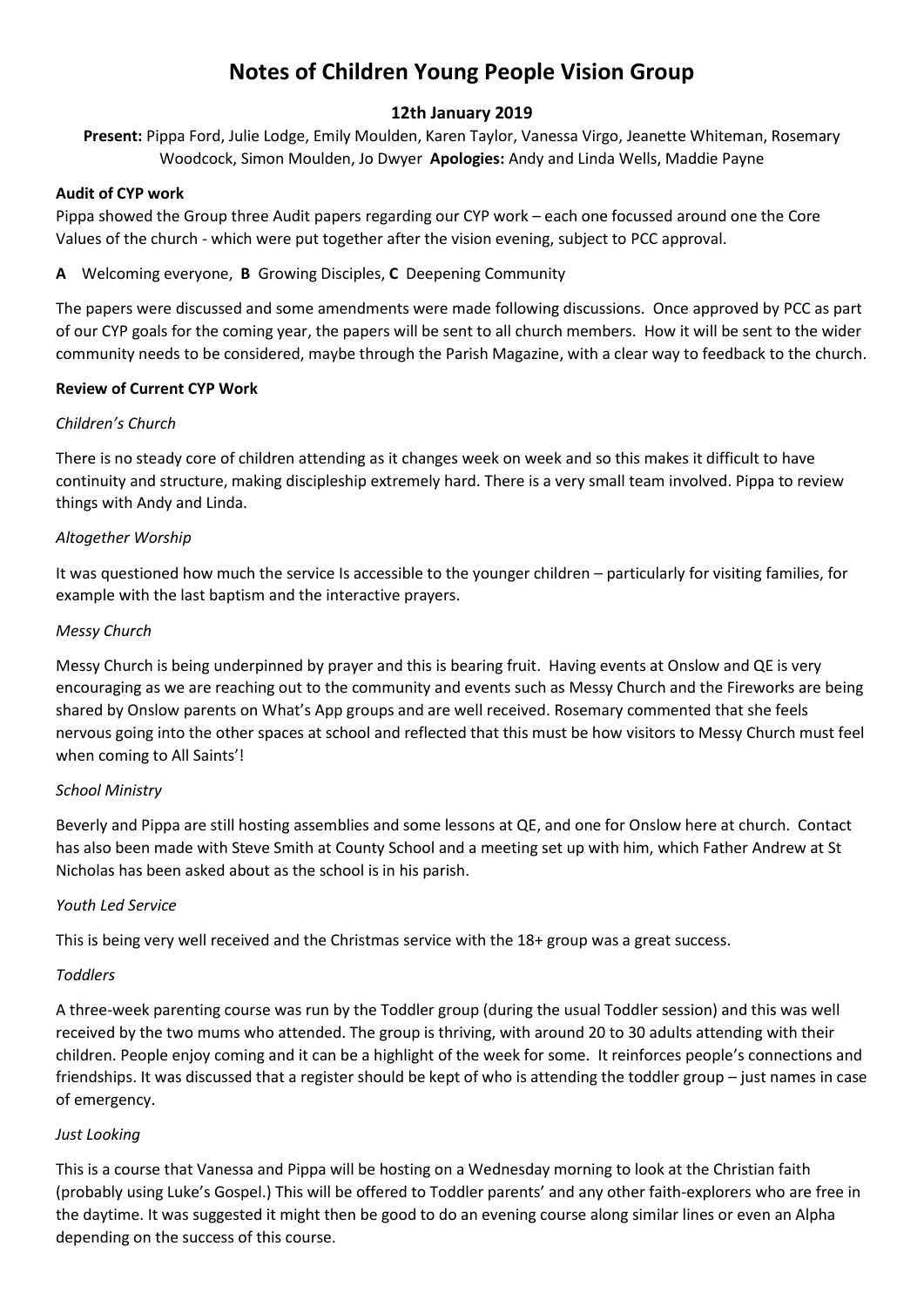# Notes of Children Young People Vision Group

**12th January 2019**

**Present:** Pippa Ford, Julie Lodge, Emily Moulden, Karen Taylor, Vanessa Virgo, Jeanette Whiteman, Rosemary Woodcock, Simon Moulden, Jo Dwyer **Apologies:** Andy and Linda Wells, Maddie Payne

**Audit of CYP work**

Pippa showed the Group three Audit papers regarding our CYP work – each one focussed around one the Core Values of the church - which were put together after the vision evening, subject to PCC approval.

**A** Welcoming everyone, **B** Growing Disciples, **C** Deepening Community

The papers were discussed and some amendments were made following discussions. Once approved by PCC as part of our CYP goals for the coming year, the papers will be sent to all church members. How it will be sent to the wider community needs to be considered, maybe through the Parish Magazine, with a clear way to feedback to the church.

**Review of Current CYP Work**

*Children's Church*

There is no steady core of children attending as it changes week on week and so this makes it difficult to have continuity and structure, making discipleship extremely hard. There is a very small team involved. Pippa to review things with Andy and Linda.

*Altogether Worship*

It was questioned how much the service Is accessible to the younger children – particularly for visiting families, for example with the last baptism and the interactive prayers.

*Messy Church*

Messy Church is being underpinned by prayer and this is bearing fruit. Having events at Onslow and QE is very encouraging as we are reaching out to the community and events such as Messy Church and the Fireworks are being shared by Onslow parents on What's App groups and are well received. Rosemary commented that she feels nervous going into the other spaces at school and reflected that this must be how visitors to Messy Church must feel when coming to All Saints'!

*School Ministry*

Beverly and Pippa are still hosting assemblies and some lessons at QE, and one for Onslow here at church. Contact has also been made with Steve Smith at County School and a meeting set up with him, which Father Andrew at St Nicholas has been asked about as the school is in his parish.

*Youth Led Service*

This is being very well received and the Christmas service with the 18+ group was a great success.

*Toddlers*

A three-week parenting course was run by the Toddler group (during the usual Toddler session) and this was well received by the two mums who attended. The group is thriving, with around 20 to 30 adults attending with their children. People enjoy coming and it can be a highlight of the week for some. It reinforces people's connections and friendships. It was discussed that a register should be kept of who is attending the toddler group – just names in case of emergency.

*Just Looking*

This is a course that Vanessa and Pippa will be hosting on a Wednesday morning to look at the Christian faith (probably using Luke's Gospel.) This will be offered to Toddler parents' and any other faith-explorers who are free in the daytime. It was suggested it might then be good to do an evening course along similar lines or even an Alpha depending on the success of this course.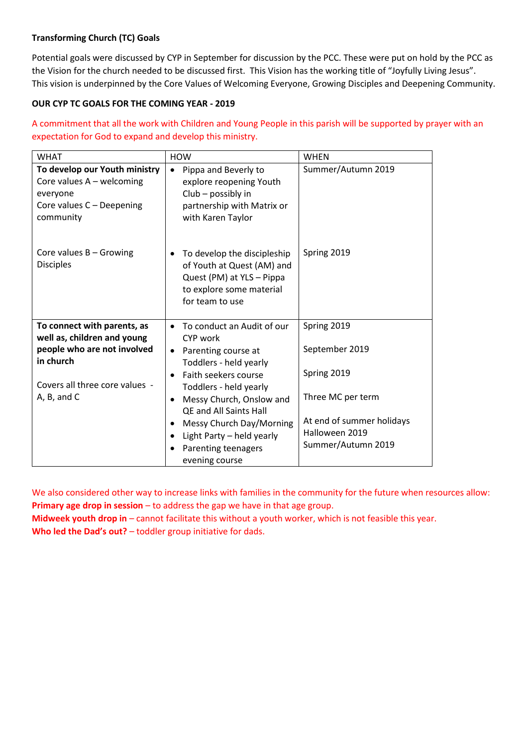**Transforming Church (TC) Goals**

Potential goals were discussed by CYP in September for discussion by the PCC. These were put on hold by the PCC as the Vision for the church needed to be discussed first. This Vision has the working title of "Joyfully Living Jesus". This vision is underpinned by the Core Values of Welcoming Everyone, Growing Disciples and Deepening Community.

**OUR CYP TC GOALS FOR THE COMING YEAR - 2019**

A commitment that all the work with Children and Young People in this parish will be supported by prayer with an expectation for God to expand and develop this ministry.

| WHAT | HOW | WHEN |
|---|---|---|
| **To develop our Youth ministry**<br>Core values A – welcoming everyone<br>Core values C – Deepening community | • Pippa and Beverly to explore reopening Youth Club – possibly in partnership with Matrix or with Karen Taylor | Summer/Autumn 2019 |
| Core values B – Growing Disciples | • To develop the discipleship of Youth at Quest (AM) and Quest (PM) at YLS – Pippa to explore some material for team to use | Spring 2019 |
| **To connect with parents, as well as, children and young people who are not involved in church**<br><br>Covers all three core values - A, B, and C | • To conduct an Audit of our CYP work<br>• Parenting course at Toddlers - held yearly<br>• Faith seekers course Toddlers - held yearly<br>• Messy Church, Onslow and QE and All Saints Hall<br>• Messy Church Day/Morning<br>• Light Party – held yearly<br>• Parenting teenagers evening course | Spring 2019<br><br>September 2019<br><br>Spring 2019<br><br>Three MC per term<br><br>At end of summer holidays<br>Halloween 2019<br>Summer/Autumn 2019 |

We also considered other way to increase links with families in the community for the future when resources allow:
**Primary age drop in session** – to address the gap we have in that age group.
**Midweek youth drop in** – cannot facilitate this without a youth worker, which is not feasible this year.
**Who led the Dad's out?** – toddler group initiative for dads.